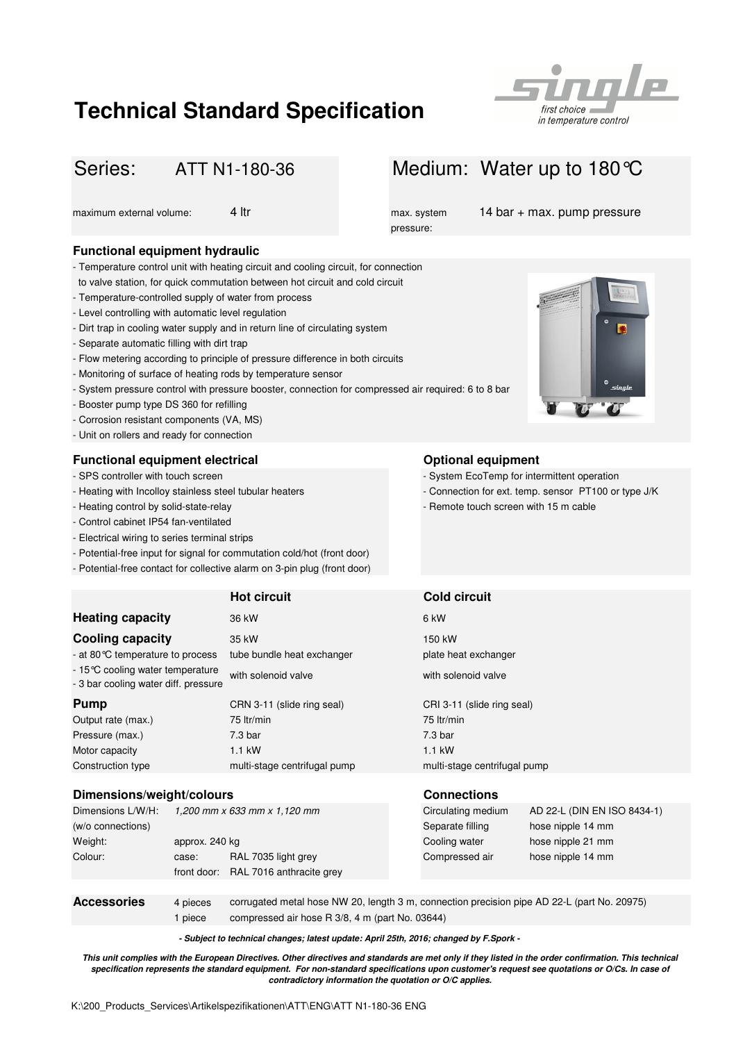# Technical Standard Specification

| Series: | ATT N1-180-36 | Medium: | Water up to 180°C |
|---|---|---|---|
| maximum external volume: | 4 ltr | max. system pressure: | 14 bar + max. pump pressure |

### Functional equipment hydraulic

- Temperature control unit with heating circuit and cooling circuit, for connection to valve station, for quick commutation between hot circuit and cold circuit
- Temperature-controlled supply of water from process
- Level controlling with automatic level regulation
- Dirt trap in cooling water supply and in return line of circulating system
- Separate automatic filling with dirt trap
- Flow metering according to principle of pressure difference in both circuits
- Monitoring of surface of heating rods by temperature sensor
- System pressure control with pressure booster, connection for compressed air required: 6 to 8 bar
- Booster pump type DS 360 for refilling
- Corrosion resistant components (VA, MS)
- Unit on rollers and ready for connection

### Functional equipment electrical

- SPS controller with touch screen
- Heating with Incolloy stainless steel tubular heaters
- Heating control by solid-state-relay
- Control cabinet IP54 fan-ventilated
- Electrical wiring to series terminal strips
- Potential-free input for signal for commutation cold/hot (front door)
- Potential-free contact for collective alarm on 3-pin plug (front door)

### Optional equipment

- System EcoTemp for intermittent operation
- Connection for ext. temp. sensor PT100 or type J/K
- Remote touch screen with 15 m cable

| | Hot circuit | Cold circuit |
|---|---|---|
| **Heating capacity** | 36 kW | 6 kW |
| **Cooling capacity** | 35 kW | 150 kW |
| - at 80°C temperature to process | tube bundle heat exchanger | plate heat exchanger |
| - 15°C cooling water temperature<br>- 3 bar cooling water diff. pressure | with solenoid valve | with solenoid valve |
| **Pump** | CRN 3-11 (slide ring seal) | CRI 3-11 (slide ring seal) |
| Output rate (max.) | 75 ltr/min | 75 ltr/min |
| Pressure (max.) | 7.3 bar | 7.3 bar |
| Motor capacity | 1.1 kW | 1.1 kW |
| Construction type | multi-stage centrifugal pump | multi-stage centrifugal pump |

### Dimensions/weight/colours

| | | |
|---|---|---|
| Dimensions L/W/H: (w/o connections) | *1,200 mm x 633 mm x 1,120 mm* | |
| Weight: | approx. 240 kg | |
| Colour: | case: | RAL 7035 light grey |
| | front door: | RAL 7016 anthracite grey |

### Connections

| | |
|---|---|
| Circulating medium | AD 22-L (DIN EN ISO 8434-1) |
| Separate filling | hose nipple 14 mm |
| Cooling water | hose nipple 21 mm |
| Compressed air | hose nipple 14 mm |

| **Accessories** | | |
|---|---|---|
| | 4 pieces | corrugated metal hose NW 20, length 3 m, connection precision pipe AD 22-L (part No. 20975) |
| | 1 piece | compressed air hose R 3/8, 4 m (part No. 03644) |

***- Subject to technical changes; latest update: April 25th, 2016; changed by F.Spork -***

***This unit complies with the European Directives. Other directives and standards are met only if they listed in the order confirmation. This technical specification represents the standard equipment. For non-standard specifications upon customer's request see quotations or O/Cs. In case of contradictory information the quotation or O/C applies.***

K:\200_Products_Services\Artikelspezifikationen\ATT\ENG\ATT N1-180-36 ENG